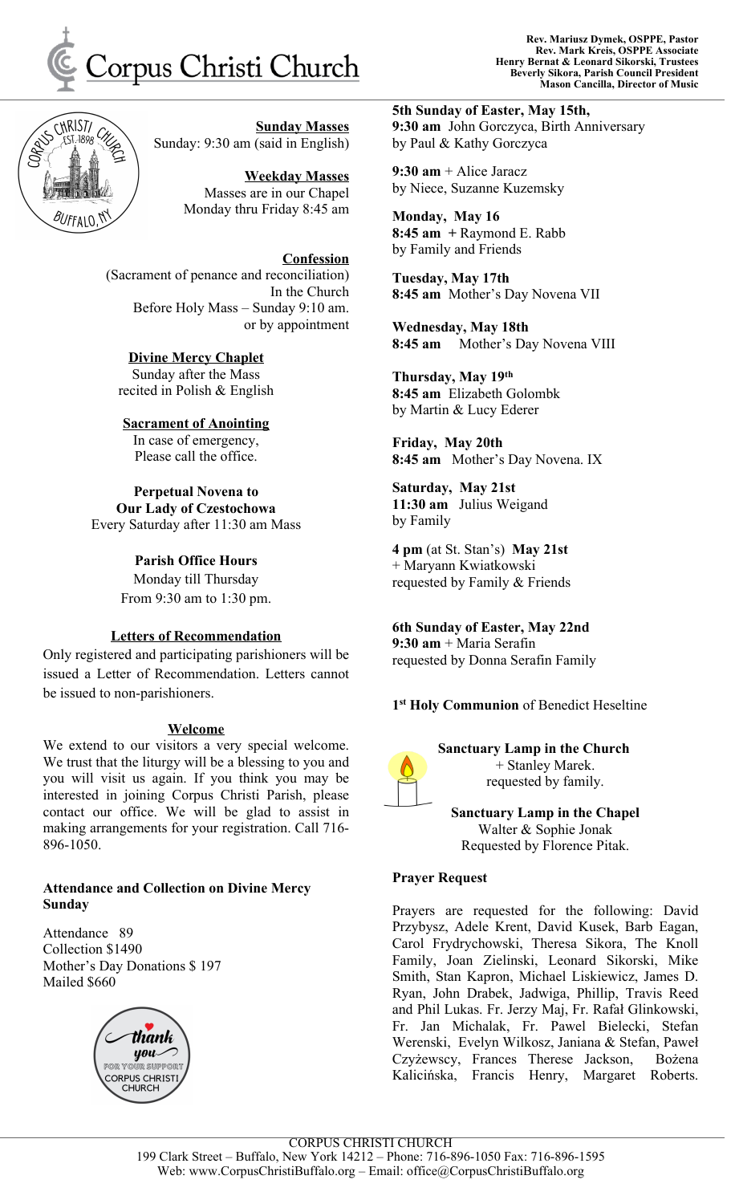# Corpus Christi Church

**Rev. Mariusz Dymek, OSPPE, Pastor**
**Rev. Mark Kreis, OSPPE Associate**
**Henry Bernat & Leonard Sikorski, Trustees**
**Beverly Sikora, Parish Council President**
**Mason Cancilla, Director of Music**

**Sunday Masses**
Sunday: 9:30 am (said in English)

**Weekday Masses**
Masses are in our Chapel
Monday thru Friday 8:45 am

**Confession**
(Sacrament of penance and reconciliation)
In the Church
Before Holy Mass – Sunday 9:10 am.
or by appointment

**Divine Mercy Chaplet**
Sunday after the Mass
recited in Polish & English

**Sacrament of Anointing**
In case of emergency,
Please call the office.

**Perpetual Novena to Our Lady of Czestochowa**
Every Saturday after 11:30 am Mass

**Parish Office Hours**
Monday till Thursday
From 9:30 am to 1:30 pm.

**Letters of Recommendation**
Only registered and participating parishioners will be issued a Letter of Recommendation. Letters cannot be issued to non-parishioners.

**Welcome**
We extend to our visitors a very special welcome. We trust that the liturgy will be a blessing to you and you will visit us again. If you think you may be interested in joining Corpus Christi Parish, please contact our office. We will be glad to assist in making arrangements for your registration. Call 716-896-1050.

**Attendance and Collection on Divine Mercy Sunday**

Attendance 89
Collection $1490
Mother's Day Donations $ 197
Mailed $660

**5th Sunday of Easter, May 15th,**
**9:30 am** John Gorczyca, Birth Anniversary by Paul & Kathy Gorczyca

**9:30 am** + Alice Jaracz by Niece, Suzanne Kuzemsky

**Monday, May 16**
**8:45 am +** Raymond E. Rabb by Family and Friends

**Tuesday, May 17th**
**8:45 am** Mother's Day Novena VII

**Wednesday, May 18th**
**8:45 am** Mother's Day Novena VIII

**Thursday, May 19th**
**8:45 am** Elizabeth Golombk by Martin & Lucy Ederer

**Friday, May 20th**
**8:45 am** Mother's Day Novena. IX

**Saturday, May 21st**
**11:30 am** Julius Weigand by Family

**4 pm** (at St. Stan's) **May 21st**
+ Maryann Kwiatkowski requested by Family & Friends

**6th Sunday of Easter, May 22nd**
**9:30 am** + Maria Serafin requested by Donna Serafin Family

**1st Holy Communion** of Benedict Heseltine

**Sanctuary Lamp in the Church**
+ Stanley Marek.
requested by family.

**Sanctuary Lamp in the Chapel**
Walter & Sophie Jonak
Requested by Florence Pitak.

**Prayer Request**

Prayers are requested for the following: David Przybysz, Adele Krent, David Kusek, Barb Eagan, Carol Frydrychowski, Theresa Sikora, The Knoll Family, Joan Zielinski, Leonard Sikorski, Mike Smith, Stan Kapron, Michael Liskiewicz, James D. Ryan, John Drabek, Jadwiga, Phillip, Travis Reed and Phil Lukas. Fr. Jerzy Maj, Fr. Rafał Glinkowski, Fr. Jan Michalak, Fr. Pawel Bielecki, Stefan Werenski, Evelyn Wilkosz, Janiana & Stefan, Paweł Czyżewscy, Frances Therese Jackson, Bożena Kalicińska, Francis Henry, Margaret Roberts.

CORPUS CHRISTI CHURCH
199 Clark Street – Buffalo, New York 14212 – Phone: 716-896-1050 Fax: 716-896-1595
Web: www.CorpusChristiBuffalo.org – Email: office@CorpusChristiBuffalo.org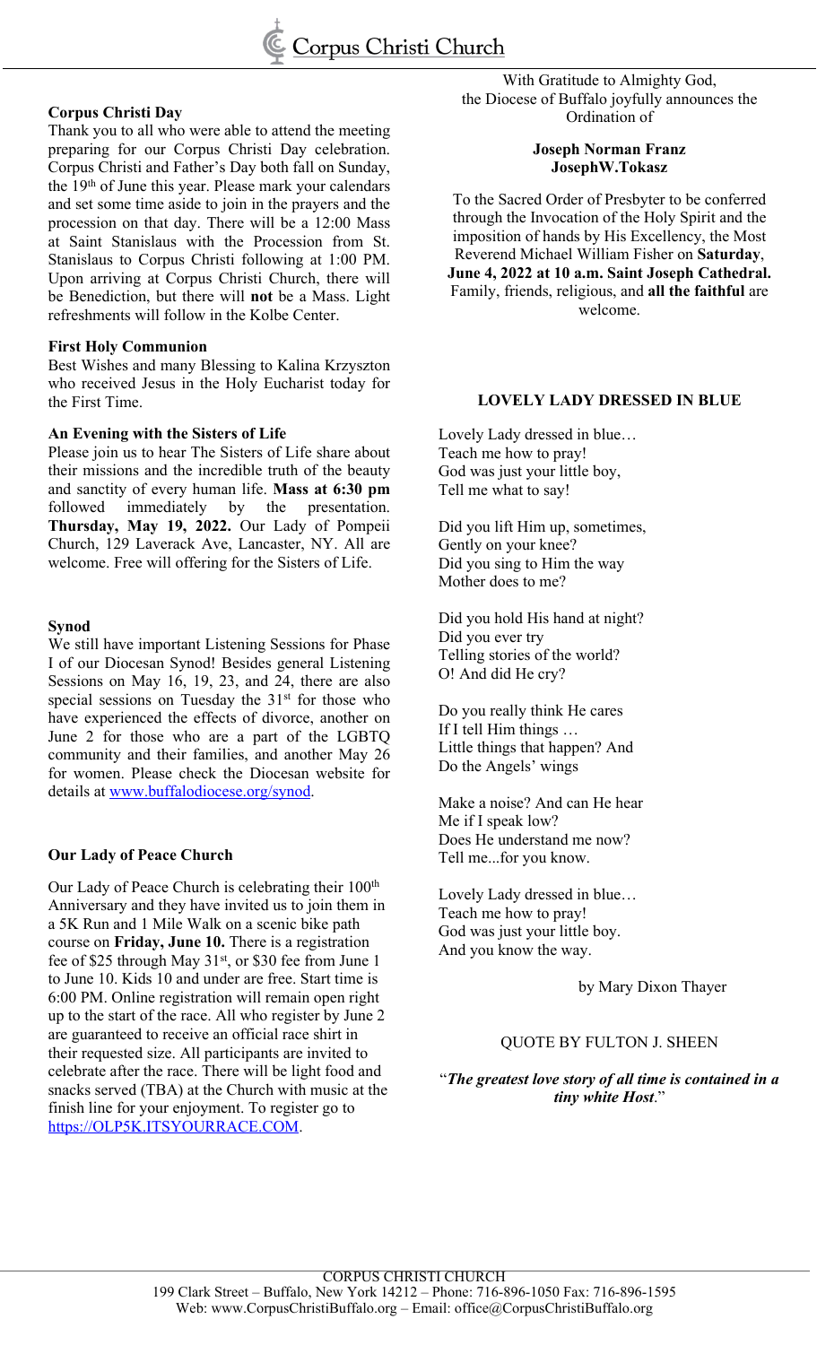## Corpus Christi Day

Thank you to all who were able to attend the meeting preparing for our Corpus Christi Day celebration. Corpus Christi and Father's Day both fall on Sunday, the 19th of June this year. Please mark your calendars and set some time aside to join in the prayers and the procession on that day. There will be a 12:00 Mass at Saint Stanislaus with the Procession from St. Stanislaus to Corpus Christi following at 1:00 PM. Upon arriving at Corpus Christi Church, there will be Benediction, but there will **not** be a Mass. Light refreshments will follow in the Kolbe Center.

## First Holy Communion

Best Wishes and many Blessing to Kalina Krzyszton who received Jesus in the Holy Eucharist today for the First Time.

## An Evening with the Sisters of Life

Please join us to hear The Sisters of Life share about their missions and the incredible truth of the beauty and sanctity of every human life. **Mass at 6:30 pm** followed immediately by the presentation. **Thursday, May 19, 2022.** Our Lady of Pompeii Church, 129 Laverack Ave, Lancaster, NY. All are welcome. Free will offering for the Sisters of Life.

## Synod

We still have important Listening Sessions for Phase I of our Diocesan Synod! Besides general Listening Sessions on May 16, 19, 23, and 24, there are also special sessions on Tuesday the 31st for those who have experienced the effects of divorce, another on June 2 for those who are a part of the LGBTQ community and their families, and another May 26 for women. Please check the Diocesan website for details at www.buffalodiocese.org/synod.

## Our Lady of Peace Church

Our Lady of Peace Church is celebrating their 100th Anniversary and they have invited us to join them in a 5K Run and 1 Mile Walk on a scenic bike path course on **Friday, June 10.** There is a registration fee of $25 through May 31st, or $30 fee from June 1 to June 10. Kids 10 and under are free. Start time is 6:00 PM. Online registration will remain open right up to the start of the race. All who register by June 2 are guaranteed to receive an official race shirt in their requested size. All participants are invited to celebrate after the race. There will be light food and snacks served (TBA) at the Church with music at the finish line for your enjoyment. To register go to https://OLP5K.ITSYOURRACE.COM.

With Gratitude to Almighty God,
the Diocese of Buffalo joyfully announces the Ordination of

**Joseph Norman Franz**
**JosephW.Tokasz**

To the Sacred Order of Presbyter to be conferred through the Invocation of the Holy Spirit and the imposition of hands by His Excellency, the Most Reverend Michael William Fisher on **Saturday**, **June 4, 2022 at 10 a.m. Saint Joseph Cathedral.** Family, friends, religious, and **all the faithful** are welcome.

## LOVELY LADY DRESSED IN BLUE

Lovely Lady dressed in blue…
Teach me how to pray!
God was just your little boy,
Tell me what to say!

Did you lift Him up, sometimes,
Gently on your knee?
Did you sing to Him the way
Mother does to me?

Did you hold His hand at night?
Did you ever try
Telling stories of the world?
O! And did He cry?

Do you really think He cares
If I tell Him things …
Little things that happen? And
Do the Angels' wings

Make a noise? And can He hear
Me if I speak low?
Does He understand me now?
Tell me...for you know.

Lovely Lady dressed in blue…
Teach me how to pray!
God was just your little boy.
And you know the way.

by Mary Dixon Thayer

## QUOTE BY FULTON J. SHEEN

"***The greatest love story of all time is contained in a tiny white Host***."

CORPUS CHRISTI CHURCH
199 Clark Street – Buffalo, New York 14212 – Phone: 716-896-1050 Fax: 716-896-1595
Web: www.CorpusChristiBuffalo.org – Email: office@CorpusChristiBuffalo.org